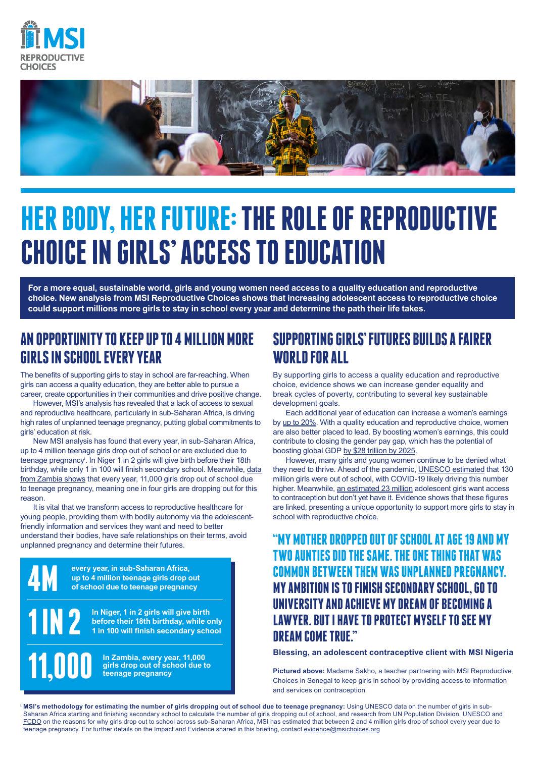MSI REPRODUCTIVE CHOICES

# HER BODY, HER FUTURE: THE ROLE OF REPRODUCTIVE CHOICE IN GIRLS' ACCESS TO EDUCATION

**For a more equal, sustainable world, girls and young women need access to a quality education and reproductive choice. New analysis from MSI Reproductive Choices shows that increasing adolescent access to reproductive choice could support millions more girls to stay in school every year and determine the path their life takes.**

## AN OPPORTUNITY TO KEEP UP TO 4 MILLION MORE GIRLS IN SCHOOL EVERY YEAR

The benefits of supporting girls to stay in school are far-reaching. When girls can access a quality education, they are better able to pursue a career, create opportunities in their communities and drive positive change.

However, MSI's analysis has revealed that a lack of access to sexual and reproductive healthcare, particularly in sub-Saharan Africa, is driving high rates of unplanned teenage pregnancy, putting global commitments to girls' education at risk.

New MSI analysis has found that every year, in sub-Saharan Africa, up to 4 million teenage girls drop out of school or are excluded due to teenage pregnancy[i]. In Niger 1 in 2 girls will give birth before their 18th birthday, while only 1 in 100 will finish secondary school. Meanwhile, data from Zambia shows that every year, 11,000 girls drop out of school due to teenage pregnancy, meaning one in four girls are dropping out for this reason.

It is vital that we transform access to reproductive healthcare for young people, providing them with bodily autonomy via the adolescent-friendly information and services they want and need to better understand their bodies, have safe relationships on their terms, avoid unplanned pregnancy and determine their futures.

**4M** — every year, in sub-Saharan Africa, up to 4 million teenage girls drop out of school due to teenage pregnancy

**1 IN 2** — In Niger, 1 in 2 girls will give birth before their 18th birthday, while only 1 in 100 will finish secondary school

**11,000** — In Zambia, every year, 11,000 girls drop out of school due to teenage pregnancy

## SUPPORTING GIRLS' FUTURES BUILDS A FAIRER WORLD FOR ALL

By supporting girls to access a quality education and reproductive choice, evidence shows we can increase gender equality and break cycles of poverty, contributing to several key sustainable development goals.

Each additional year of education can increase a woman's earnings by up to 20%. With a quality education and reproductive choice, women are also better placed to lead. By boosting women's earnings, this could contribute to closing the gender pay gap, which has the potential of boosting global GDP by $28 trillion by 2025.

However, many girls and young women continue to be denied what they need to thrive. Ahead of the pandemic, UNESCO estimated that 130 million girls were out of school, with COVID-19 likely driving this number higher. Meanwhile, an estimated 23 million adolescent girls want access to contraception but don't yet have it. Evidence shows that these figures are linked, presenting a unique opportunity to support more girls to stay in school with reproductive choice.

> "MY MOTHER DROPPED OUT OF SCHOOL AT AGE 19 AND MY TWO AUNTIES DID THE SAME. THE ONE THING THAT WAS COMMON BETWEEN THEM WAS UNPLANNED PREGNANCY. MY AMBITION IS TO FINISH SECONDARY SCHOOL, GO TO UNIVERSITY AND ACHIEVE MY DREAM OF BECOMING A LAWYER. BUT I HAVE TO PROTECT MYSELF TO SEE MY DREAM COME TRUE."
>
> **Blessing, an adolescent contraceptive client with MSI Nigeria**

**Pictured above:** Madame Sakho, a teacher partnering with MSI Reproductive Choices to keep girls in school by providing access to information and services on contraception

[i] **MSI's methodology for estimating the number of girls dropping out of school due to teenage pregnancy:** Using UNESCO data on the number of girls in sub-Saharan Africa starting and finishing secondary school to calculate the number of girls dropping out of school, and research from UN Population Division, UNESCO and FCDO on the reasons for why girls drop out to school across sub-Saharan Africa, MSI has estimated that between 2 and 4 million girls drop of school every year due to teenage pregnancy. For further details on the Impact and Evidence shared in this briefing, contact evidence@msichoices.org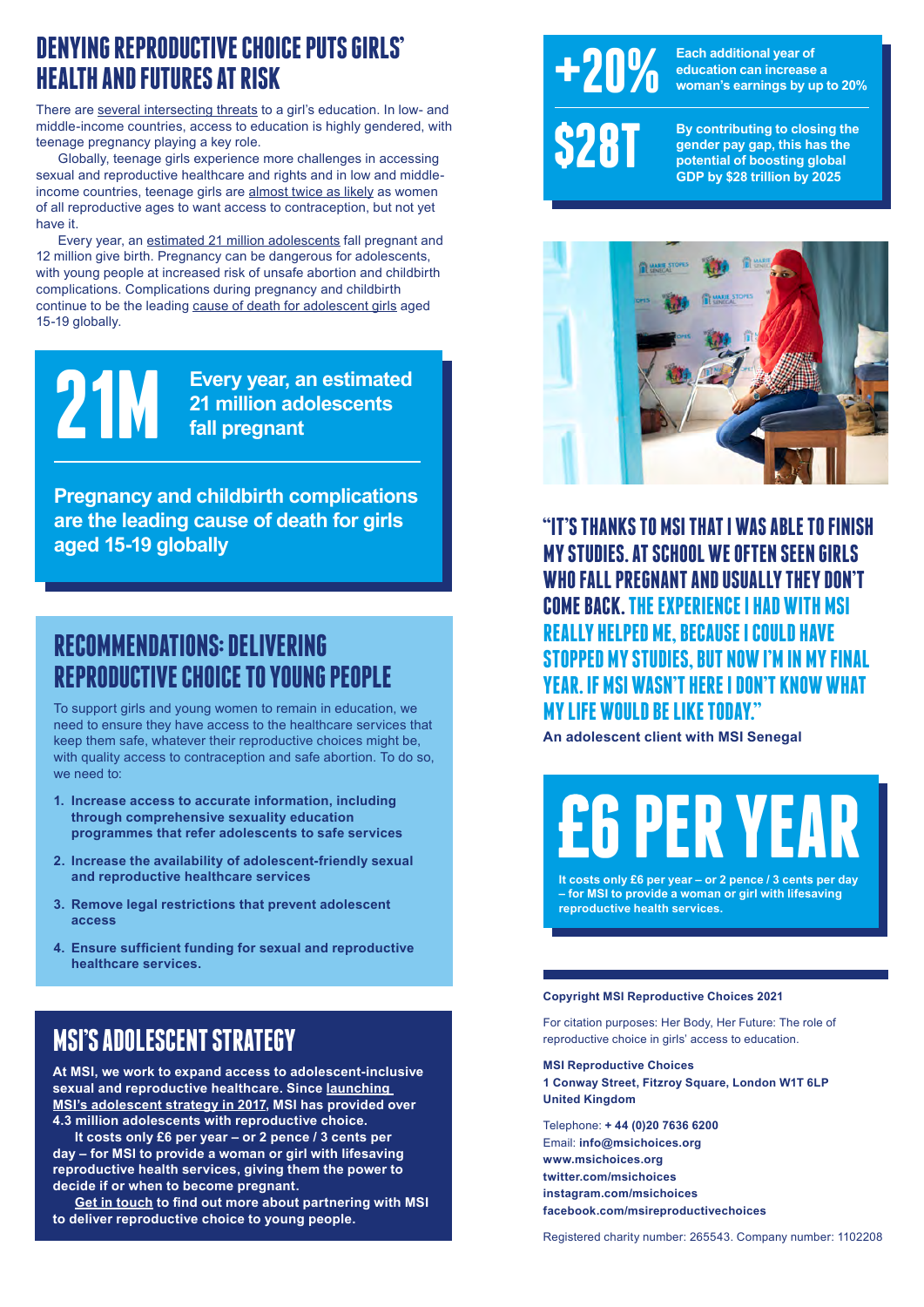## DENYING REPRODUCTIVE CHOICE PUTS GIRLS' HEALTH AND FUTURES AT RISK

There are several intersecting threats to a girl's education. In low- and middle-income countries, access to education is highly gendered, with teenage pregnancy playing a key role.

Globally, teenage girls experience more challenges in accessing sexual and reproductive healthcare and rights and in low and middle-income countries, teenage girls are almost twice as likely as women of all reproductive ages to want access to contraception, but not yet have it.

Every year, an estimated 21 million adolescents fall pregnant and 12 million give birth. Pregnancy can be dangerous for adolescents, with young people at increased risk of unsafe abortion and childbirth complications. Complications during pregnancy and childbirth continue to be the leading cause of death for adolescent girls aged 15-19 globally.

**21M** — **Every year, an estimated 21 million adolescents fall pregnant**

**Pregnancy and childbirth complications are the leading cause of death for girls aged 15-19 globally**

## RECOMMENDATIONS: DELIVERING REPRODUCTIVE CHOICE TO YOUNG PEOPLE

To support girls and young women to remain in education, we need to ensure they have access to the healthcare services that keep them safe, whatever their reproductive choices might be, with quality access to contraception and safe abortion. To do so, we need to:

1. **Increase access to accurate information, including through comprehensive sexuality education programmes that refer adolescents to safe services**
2. **Increase the availability of adolescent-friendly sexual and reproductive healthcare services**
3. **Remove legal restrictions that prevent adolescent access**
4. **Ensure sufficient funding for sexual and reproductive healthcare services.**

## MSI'S ADOLESCENT STRATEGY

**At MSI, we work to expand access to adolescent-inclusive sexual and reproductive healthcare. Since launching MSI's adolescent strategy in 2017, MSI has provided over 4.3 million adolescents with reproductive choice.**

**It costs only £6 per year – or 2 pence / 3 cents per day – for MSI to provide a woman or girl with lifesaving reproductive health services, giving them the power to decide if or when to become pregnant.**

**Get in touch to find out more about partnering with MSI to deliver reproductive choice to young people.**

**+20%** — **Each additional year of education can increase a woman's earnings by up to 20%**

**$28T** — **By contributing to closing the gender pay gap, this has the potential of boosting global GDP by $28 trillion by 2025**

### "IT'S THANKS TO MSI THAT I WAS ABLE TO FINISH MY STUDIES. AT SCHOOL WE OFTEN SEEN GIRLS WHO FALL PREGNANT AND USUALLY THEY DON'T COME BACK. THE EXPERIENCE I HAD WITH MSI REALLY HELPED ME, BECAUSE I COULD HAVE STOPPED MY STUDIES, BUT NOW I'M IN MY FINAL YEAR. IF MSI WASN'T HERE I DON'T KNOW WHAT MY LIFE WOULD BE LIKE TODAY."

**An adolescent client with MSI Senegal**

# £6 PER YEAR

**It costs only £6 per year – or 2 pence / 3 cents per day – for MSI to provide a woman or girl with lifesaving reproductive health services.**

**Copyright MSI Reproductive Choices 2021**

For citation purposes: Her Body, Her Future: The role of reproductive choice in girls' access to education.

**MSI Reproductive Choices**
**1 Conway Street, Fitzroy Square, London W1T 6LP**
**United Kingdom**

Telephone: **+ 44 (0)20 7636 6200**
Email: **info@msichoices.org**
**www.msichoices.org**
**twitter.com/msichoices**
**instagram.com/msichoices**
**facebook.com/msireproductivechoices**

Registered charity number: 265543. Company number: 1102208